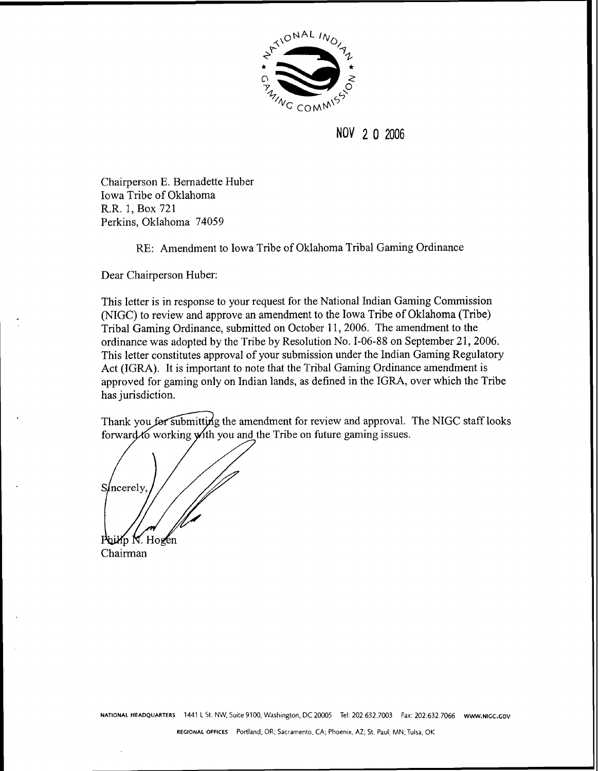NATIONAL INDIAN GAMING COMMISSION

NOV 20 2006

Chairperson E. Bernadette Huber
Iowa Tribe of Oklahoma
R.R. 1, Box 721
Perkins, Oklahoma 74059

RE: Amendment to Iowa Tribe of Oklahoma Tribal Gaming Ordinance

Dear Chairperson Huber:

This letter is in response to your request for the National Indian Gaming Commission (NIGC) to review and approve an amendment to the Iowa Tribe of Oklahoma (Tribe) Tribal Gaming Ordinance, submitted on October 11, 2006. The amendment to the ordinance was adopted by the Tribe by Resolution No. I-06-88 on September 21, 2006. This letter constitutes approval of your submission under the Indian Gaming Regulatory Act (IGRA). It is important to note that the Tribal Gaming Ordinance amendment is approved for gaming only on Indian lands, as defined in the IGRA, over which the Tribe has jurisdiction.

Thank you for submitting the amendment for review and approval. The NIGC staff looks forward to working with you and the Tribe on future gaming issues.

Sincerely,

Philip N. Hogen
Chairman

NATIONAL HEADQUARTERS 1441 L St. NW, Suite 9100, Washington, DC 20005 Tel: 202.632.7003 Fax: 202.632.7066 WWW.NIGC.GOV

REGIONAL OFFICES Portland, OR; Sacramento, CA; Phoenix, AZ; St. Paul, MN; Tulsa, OK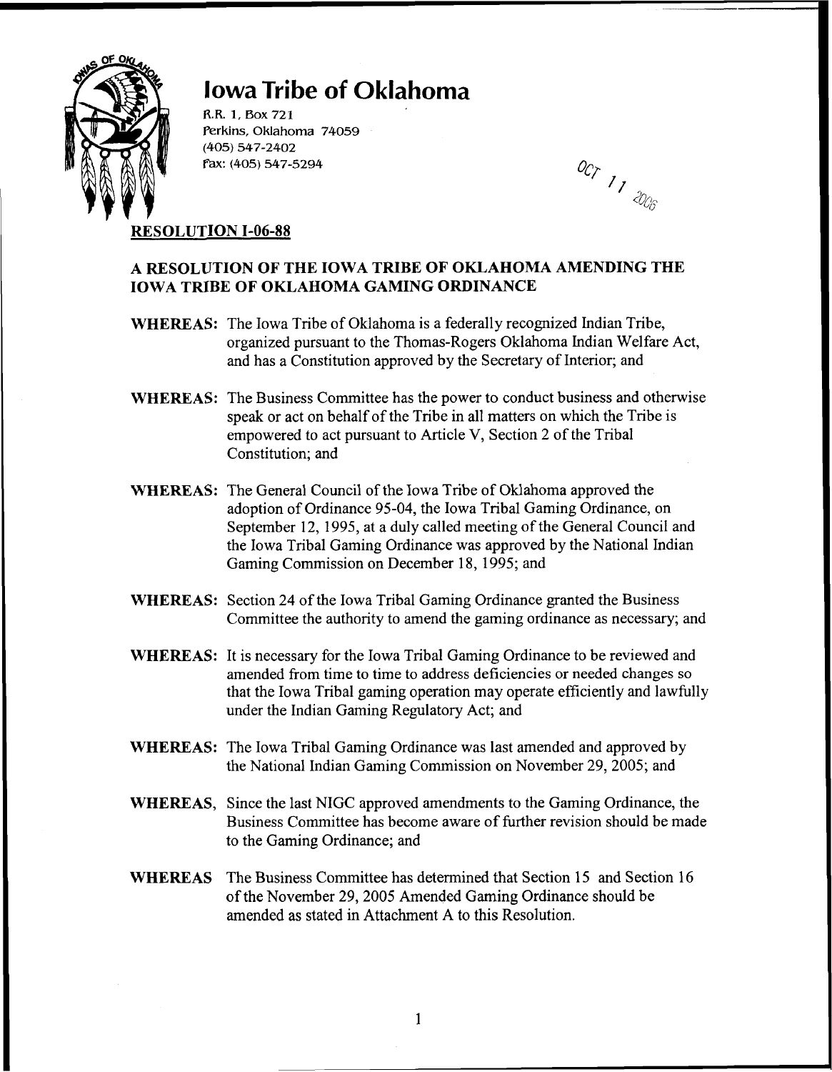# Iowa Tribe of Oklahoma

R.R. 1, Box 721
Perkins, Oklahoma 74059
(405) 547-2402
Fax: (405) 547-5294

OCT 11 2006

**RESOLUTION I-06-88**

**A RESOLUTION OF THE IOWA TRIBE OF OKLAHOMA AMENDING THE IOWA TRIBE OF OKLAHOMA GAMING ORDINANCE**

**WHEREAS:** The Iowa Tribe of Oklahoma is a federally recognized Indian Tribe, organized pursuant to the Thomas-Rogers Oklahoma Indian Welfare Act, and has a Constitution approved by the Secretary of Interior; and

**WHEREAS:** The Business Committee has the power to conduct business and otherwise speak or act on behalf of the Tribe in all matters on which the Tribe is empowered to act pursuant to Article V, Section 2 of the Tribal Constitution; and

**WHEREAS:** The General Council of the Iowa Tribe of Oklahoma approved the adoption of Ordinance 95-04, the Iowa Tribal Gaming Ordinance, on September 12, 1995, at a duly called meeting of the General Council and the Iowa Tribal Gaming Ordinance was approved by the National Indian Gaming Commission on December 18, 1995; and

**WHEREAS:** Section 24 of the Iowa Tribal Gaming Ordinance granted the Business Committee the authority to amend the gaming ordinance as necessary; and

**WHEREAS:** It is necessary for the Iowa Tribal Gaming Ordinance to be reviewed and amended from time to time to address deficiencies or needed changes so that the Iowa Tribal gaming operation may operate efficiently and lawfully under the Indian Gaming Regulatory Act; and

**WHEREAS:** The Iowa Tribal Gaming Ordinance was last amended and approved by the National Indian Gaming Commission on November 29, 2005; and

**WHEREAS,** Since the last NIGC approved amendments to the Gaming Ordinance, the Business Committee has become aware of further revision should be made to the Gaming Ordinance; and

**WHEREAS** The Business Committee has determined that Section 15 and Section 16 of the November 29, 2005 Amended Gaming Ordinance should be amended as stated in Attachment A to this Resolution.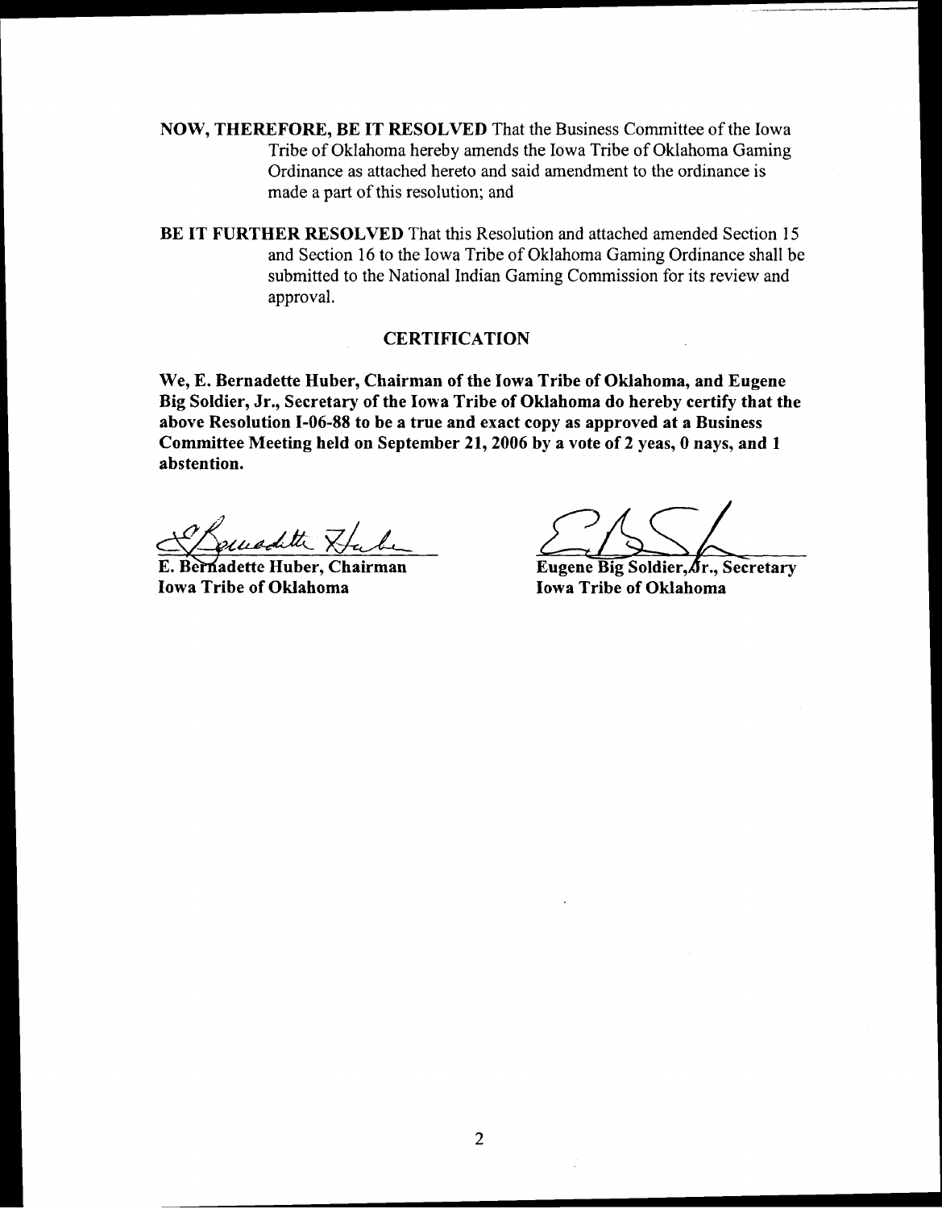**NOW, THEREFORE, BE IT RESOLVED** That the Business Committee of the Iowa Tribe of Oklahoma hereby amends the Iowa Tribe of Oklahoma Gaming Ordinance as attached hereto and said amendment to the ordinance is made a part of this resolution; and

**BE IT FURTHER RESOLVED** That this Resolution and attached amended Section 15 and Section 16 to the Iowa Tribe of Oklahoma Gaming Ordinance shall be submitted to the National Indian Gaming Commission for its review and approval.

## CERTIFICATION

**We, E. Bernadette Huber, Chairman of the Iowa Tribe of Oklahoma, and Eugene Big Soldier, Jr., Secretary of the Iowa Tribe of Oklahoma do hereby certify that the above Resolution I-06-88 to be a true and exact copy as approved at a Business Committee Meeting held on September 21, 2006 by a vote of 2 yeas, 0 nays, and 1 abstention.**

**E. Bernadette Huber, Chairman**
**Iowa Tribe of Oklahoma**

**Eugene Big Soldier, Jr., Secretary**
**Iowa Tribe of Oklahoma**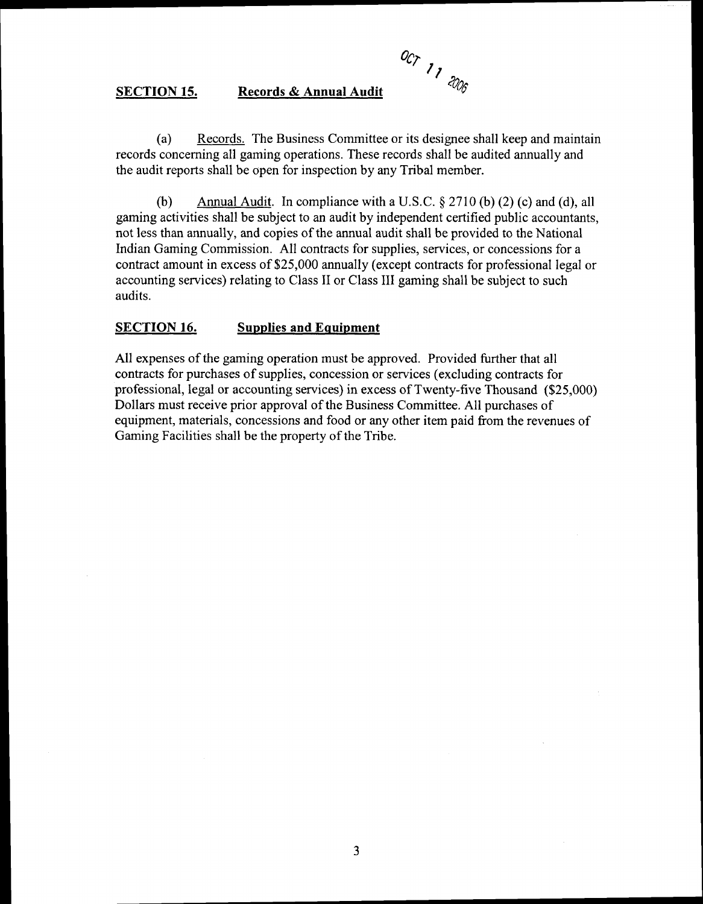OCT 11 2006

## SECTION 15. Records & Annual Audit

(a) Records. The Business Committee or its designee shall keep and maintain records concerning all gaming operations. These records shall be audited annually and the audit reports shall be open for inspection by any Tribal member.

(b) Annual Audit. In compliance with a U.S.C. § 2710 (b) (2) (c) and (d), all gaming activities shall be subject to an audit by independent certified public accountants, not less than annually, and copies of the annual audit shall be provided to the National Indian Gaming Commission. All contracts for supplies, services, or concessions for a contract amount in excess of $25,000 annually (except contracts for professional legal or accounting services) relating to Class II or Class III gaming shall be subject to such audits.

## SECTION 16. Supplies and Equipment

All expenses of the gaming operation must be approved. Provided further that all contracts for purchases of supplies, concession or services (excluding contracts for professional, legal or accounting services) in excess of Twenty-five Thousand ($25,000) Dollars must receive prior approval of the Business Committee. All purchases of equipment, materials, concessions and food or any other item paid from the revenues of Gaming Facilities shall be the property of the Tribe.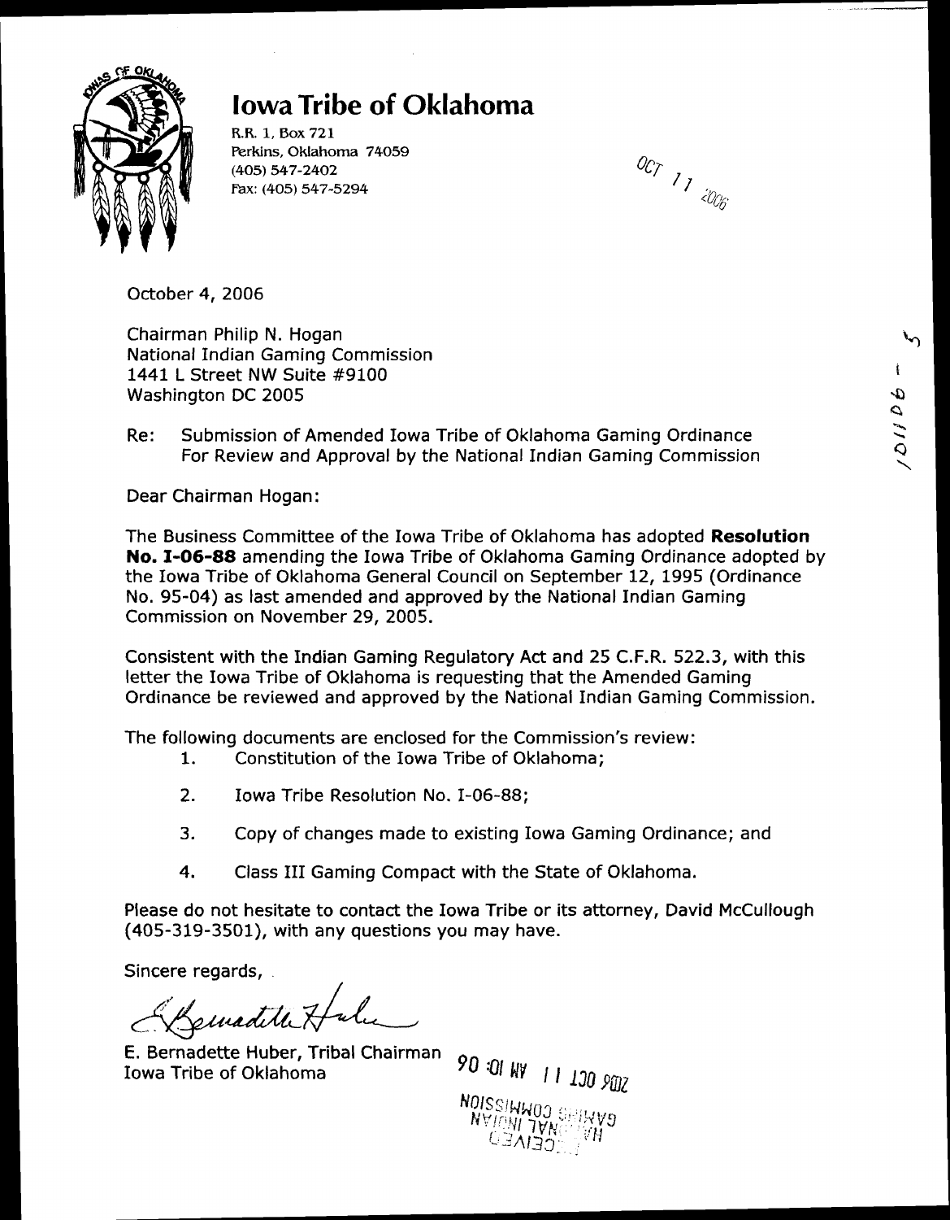# Iowa Tribe of Oklahoma

R.R. 1, Box 721
Perkins, Oklahoma 74059
(405) 547-2402
Fax: (405) 547-5294

OCT 11 2006

October 4, 2006

Chairman Philip N. Hogan
National Indian Gaming Commission
1441 L Street NW Suite #9100
Washington DC 2005

Re: Submission of Amended Iowa Tribe of Oklahoma Gaming Ordinance For Review and Approval by the National Indian Gaming Commission

Dear Chairman Hogan:

The Business Committee of the Iowa Tribe of Oklahoma has adopted **Resolution No. I-06-88** amending the Iowa Tribe of Oklahoma Gaming Ordinance adopted by the Iowa Tribe of Oklahoma General Council on September 12, 1995 (Ordinance No. 95-04) as last amended and approved by the National Indian Gaming Commission on November 29, 2005.

Consistent with the Indian Gaming Regulatory Act and 25 C.F.R. 522.3, with this letter the Iowa Tribe of Oklahoma is requesting that the Amended Gaming Ordinance be reviewed and approved by the National Indian Gaming Commission.

The following documents are enclosed for the Commission's review:

1. Constitution of the Iowa Tribe of Oklahoma;
2. Iowa Tribe Resolution No. I-06-88;
3. Copy of changes made to existing Iowa Gaming Ordinance; and
4. Class III Gaming Compact with the State of Oklahoma.

Please do not hesitate to contact the Iowa Tribe or its attorney, David McCullough (405-319-3501), with any questions you may have.

Sincere regards,

E. Bernadette Huber, Tribal Chairman
Iowa Tribe of Oklahoma

2006 OCT 11 AM 10:06

RECEIVED
NATIONAL INDIAN GAMING COMMISSION

/01106 - 5